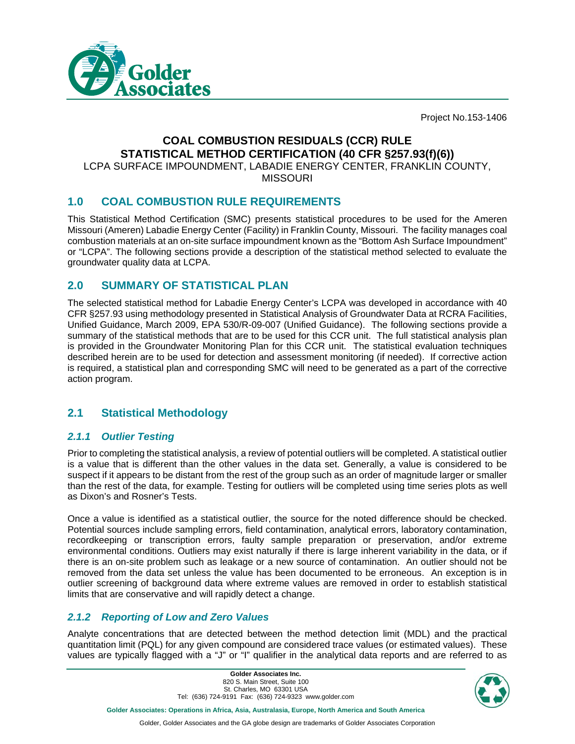Project No.153-1406

# COAL COMBUSTION RESIDUALS (CCR) RULE STATISTICAL METHOD CERTIFICATION (40 CFR §257.93(f)(6))

LCPA SURFACE IMPOUNDMENT, LABADIE ENERGY CENTER, FRANKLIN COUNTY, MISSOURI

## 1.0 COAL COMBUSTION RULE REQUIREMENTS

This Statistical Method Certification (SMC) presents statistical procedures to be used for the Ameren Missouri (Ameren) Labadie Energy Center (Facility) in Franklin County, Missouri. The facility manages coal combustion materials at an on-site surface impoundment known as the "Bottom Ash Surface Impoundment" or "LCPA". The following sections provide a description of the statistical method selected to evaluate the groundwater quality data at LCPA.

## 2.0 SUMMARY OF STATISTICAL PLAN

The selected statistical method for Labadie Energy Center's LCPA was developed in accordance with 40 CFR §257.93 using methodology presented in Statistical Analysis of Groundwater Data at RCRA Facilities, Unified Guidance, March 2009, EPA 530/R-09-007 (Unified Guidance). The following sections provide a summary of the statistical methods that are to be used for this CCR unit. The full statistical analysis plan is provided in the Groundwater Monitoring Plan for this CCR unit. The statistical evaluation techniques described herein are to be used for detection and assessment monitoring (if needed). If corrective action is required, a statistical plan and corresponding SMC will need to be generated as a part of the corrective action program.

## 2.1 Statistical Methodology

### *2.1.1 Outlier Testing*

Prior to completing the statistical analysis, a review of potential outliers will be completed. A statistical outlier is a value that is different than the other values in the data set. Generally, a value is considered to be suspect if it appears to be distant from the rest of the group such as an order of magnitude larger or smaller than the rest of the data, for example. Testing for outliers will be completed using time series plots as well as Dixon's and Rosner's Tests.

Once a value is identified as a statistical outlier, the source for the noted difference should be checked. Potential sources include sampling errors, field contamination, analytical errors, laboratory contamination, recordkeeping or transcription errors, faulty sample preparation or preservation, and/or extreme environmental conditions. Outliers may exist naturally if there is large inherent variability in the data, or if there is an on-site problem such as leakage or a new source of contamination. An outlier should not be removed from the data set unless the value has been documented to be erroneous. An exception is in outlier screening of background data where extreme values are removed in order to establish statistical limits that are conservative and will rapidly detect a change.

### *2.1.2 Reporting of Low and Zero Values*

Analyte concentrations that are detected between the method detection limit (MDL) and the practical quantitation limit (PQL) for any given compound are considered trace values (or estimated values). These values are typically flagged with a "J" or "I" qualifier in the analytical data reports and are referred to as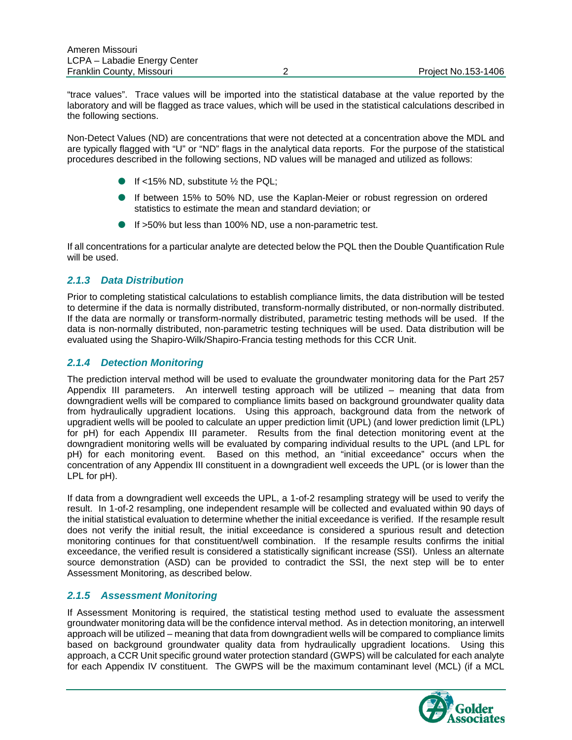"trace values". Trace values will be imported into the statistical database at the value reported by the laboratory and will be flagged as trace values, which will be used in the statistical calculations described in the following sections.

Non-Detect Values (ND) are concentrations that were not detected at a concentration above the MDL and are typically flagged with "U" or "ND" flags in the analytical data reports. For the purpose of the statistical procedures described in the following sections, ND values will be managed and utilized as follows:

- If <15% ND, substitute ½ the PQL;
- If between 15% to 50% ND, use the Kaplan-Meier or robust regression on ordered statistics to estimate the mean and standard deviation; or
- If >50% but less than 100% ND, use a non-parametric test.

If all concentrations for a particular analyte are detected below the PQL then the Double Quantification Rule will be used.

### *2.1.3 Data Distribution*

Prior to completing statistical calculations to establish compliance limits, the data distribution will be tested to determine if the data is normally distributed, transform-normally distributed, or non-normally distributed. If the data are normally or transform-normally distributed, parametric testing methods will be used. If the data is non-normally distributed, non-parametric testing techniques will be used. Data distribution will be evaluated using the Shapiro-Wilk/Shapiro-Francia testing methods for this CCR Unit.

### *2.1.4 Detection Monitoring*

The prediction interval method will be used to evaluate the groundwater monitoring data for the Part 257 Appendix III parameters. An interwell testing approach will be utilized – meaning that data from downgradient wells will be compared to compliance limits based on background groundwater quality data from hydraulically upgradient locations. Using this approach, background data from the network of upgradient wells will be pooled to calculate an upper prediction limit (UPL) (and lower prediction limit (LPL) for pH) for each Appendix III parameter. Results from the final detection monitoring event at the downgradient monitoring wells will be evaluated by comparing individual results to the UPL (and LPL for pH) for each monitoring event. Based on this method, an "initial exceedance" occurs when the concentration of any Appendix III constituent in a downgradient well exceeds the UPL (or is lower than the LPL for pH).

If data from a downgradient well exceeds the UPL, a 1-of-2 resampling strategy will be used to verify the result. In 1-of-2 resampling, one independent resample will be collected and evaluated within 90 days of the initial statistical evaluation to determine whether the initial exceedance is verified. If the resample result does not verify the initial result, the initial exceedance is considered a spurious result and detection monitoring continues for that constituent/well combination. If the resample results confirms the initial exceedance, the verified result is considered a statistically significant increase (SSI). Unless an alternate source demonstration (ASD) can be provided to contradict the SSI, the next step will be to enter Assessment Monitoring, as described below.

### *2.1.5 Assessment Monitoring*

If Assessment Monitoring is required, the statistical testing method used to evaluate the assessment groundwater monitoring data will be the confidence interval method. As in detection monitoring, an interwell approach will be utilized – meaning that data from downgradient wells will be compared to compliance limits based on background groundwater quality data from hydraulically upgradient locations. Using this approach, a CCR Unit specific ground water protection standard (GWPS) will be calculated for each analyte for each Appendix IV constituent. The GWPS will be the maximum contaminant level (MCL) (if a MCL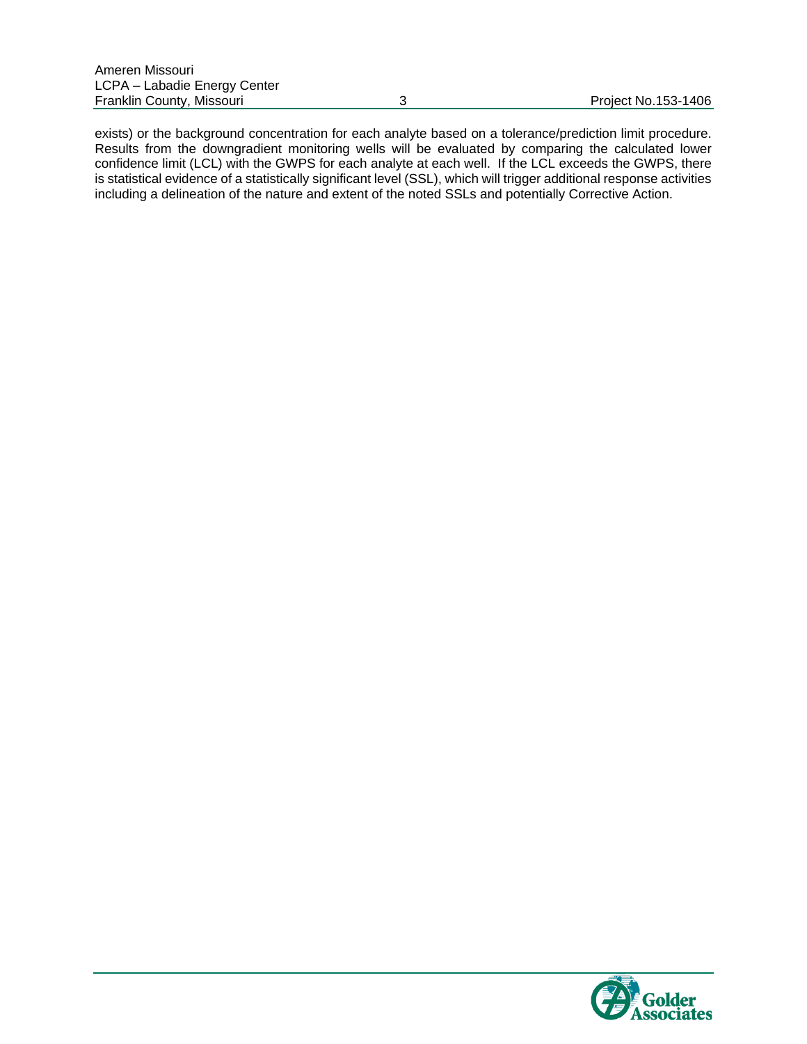exists) or the background concentration for each analyte based on a tolerance/prediction limit procedure. Results from the downgradient monitoring wells will be evaluated by comparing the calculated lower confidence limit (LCL) with the GWPS for each analyte at each well. If the LCL exceeds the GWPS, there is statistical evidence of a statistically significant level (SSL), which will trigger additional response activities including a delineation of the nature and extent of the noted SSLs and potentially Corrective Action.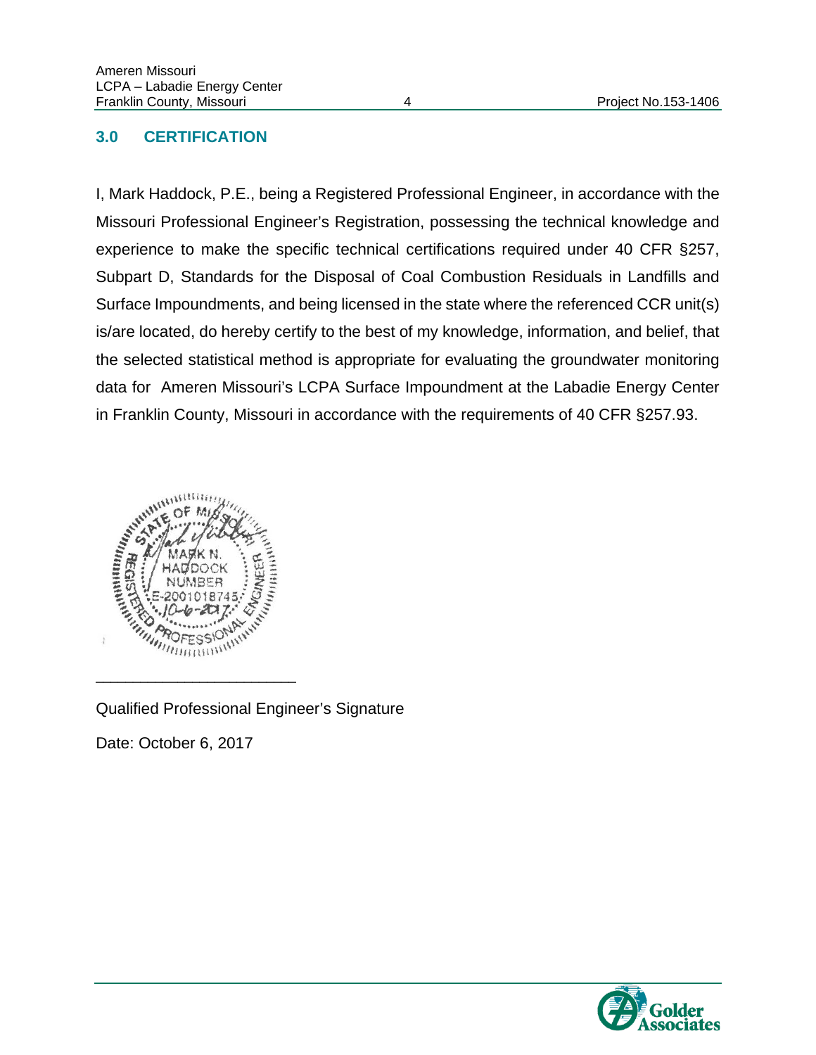## 3.0 CERTIFICATION

I, Mark Haddock, P.E., being a Registered Professional Engineer, in accordance with the Missouri Professional Engineer's Registration, possessing the technical knowledge and experience to make the specific technical certifications required under 40 CFR §257, Subpart D, Standards for the Disposal of Coal Combustion Residuals in Landfills and Surface Impoundments, and being licensed in the state where the referenced CCR unit(s) is/are located, do hereby certify to the best of my knowledge, information, and belief, that the selected statistical method is appropriate for evaluating the groundwater monitoring data for Ameren Missouri's LCPA Surface Impoundment at the Labadie Energy Center in Franklin County, Missouri in accordance with the requirements of 40 CFR §257.93.

STATE OF MISSOURI
MARK N. HADDOCK
NUMBER
E-2001018745
10-6-2017
REGISTERED PROFESSIONAL ENGINEER

________________________

Qualified Professional Engineer's Signature

Date: October 6, 2017